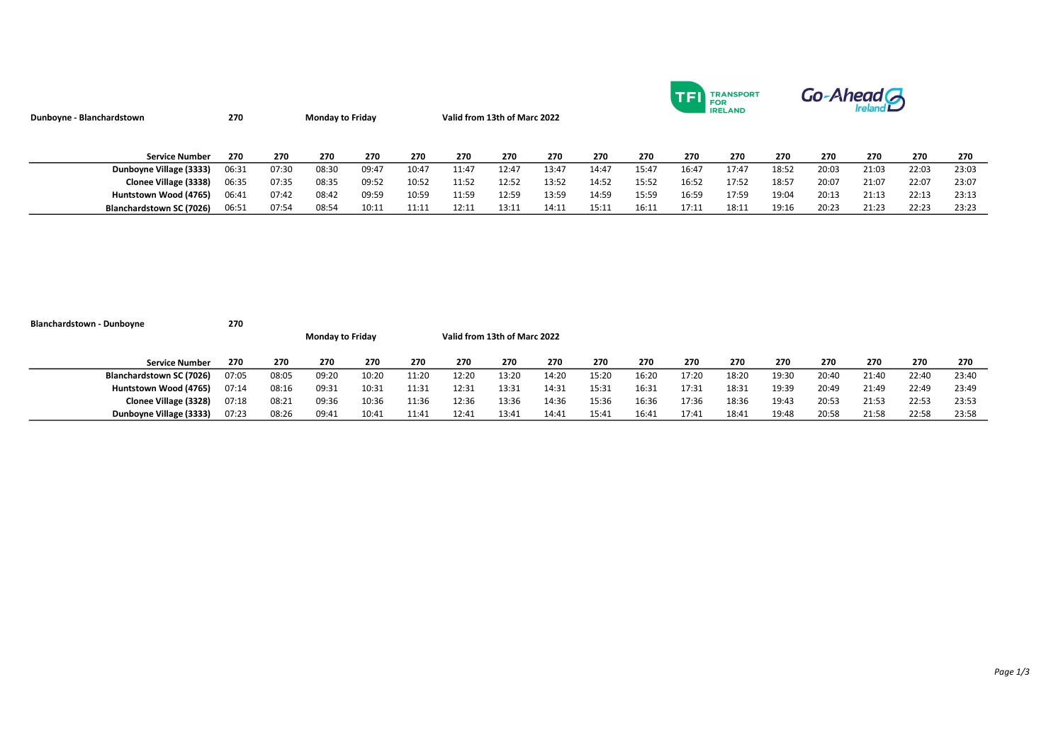**Dunboyne - Blanchardstown** **270** **Monday to Friday** **Valid from 13th of Marc 2022**

| Service Number | 270 | 270 | 270 | 270 | 270 | 270 | 270 | 270 | 270 | 270 | 270 | 270 | 270 | 270 | 270 | 270 | 270 |
|---|---|---|---|---|---|---|---|---|---|---|---|---|---|---|---|---|---|
| Dunboyne Village (3333) | 06:31 | 07:30 | 08:30 | 09:47 | 10:47 | 11:47 | 12:47 | 13:47 | 14:47 | 15:47 | 16:47 | 17:47 | 18:52 | 20:03 | 21:03 | 22:03 | 23:03 |
| Clonee Village (3338) | 06:35 | 07:35 | 08:35 | 09:52 | 10:52 | 11:52 | 12:52 | 13:52 | 14:52 | 15:52 | 16:52 | 17:52 | 18:57 | 20:07 | 21:07 | 22:07 | 23:07 |
| Huntstown Wood (4765) | 06:41 | 07:42 | 08:42 | 09:59 | 10:59 | 11:59 | 12:59 | 13:59 | 14:59 | 15:59 | 16:59 | 17:59 | 19:04 | 20:13 | 21:13 | 22:13 | 23:13 |
| Blanchardstown SC (7026) | 06:51 | 07:54 | 08:54 | 10:11 | 11:11 | 12:11 | 13:11 | 14:11 | 15:11 | 16:11 | 17:11 | 18:11 | 19:16 | 20:23 | 21:23 | 22:23 | 23:23 |

**Blanchardstown - Dunboyne** **270**

**Monday to Friday** **Valid from 13th of Marc 2022**

| Service Number | 270 | 270 | 270 | 270 | 270 | 270 | 270 | 270 | 270 | 270 | 270 | 270 | 270 | 270 | 270 | 270 | 270 |
|---|---|---|---|---|---|---|---|---|---|---|---|---|---|---|---|---|---|
| Blanchardstown SC (7026) | 07:05 | 08:05 | 09:20 | 10:20 | 11:20 | 12:20 | 13:20 | 14:20 | 15:20 | 16:20 | 17:20 | 18:20 | 19:30 | 20:40 | 21:40 | 22:40 | 23:40 |
| Huntstown Wood (4765) | 07:14 | 08:16 | 09:31 | 10:31 | 11:31 | 12:31 | 13:31 | 14:31 | 15:31 | 16:31 | 17:31 | 18:31 | 19:39 | 20:49 | 21:49 | 22:49 | 23:49 |
| Clonee Village (3328) | 07:18 | 08:21 | 09:36 | 10:36 | 11:36 | 12:36 | 13:36 | 14:36 | 15:36 | 16:36 | 17:36 | 18:36 | 19:43 | 20:53 | 21:53 | 22:53 | 23:53 |
| Dunboyne Village (3333) | 07:23 | 08:26 | 09:41 | 10:41 | 11:41 | 12:41 | 13:41 | 14:41 | 15:41 | 16:41 | 17:41 | 18:41 | 19:48 | 20:58 | 21:58 | 22:58 | 23:58 |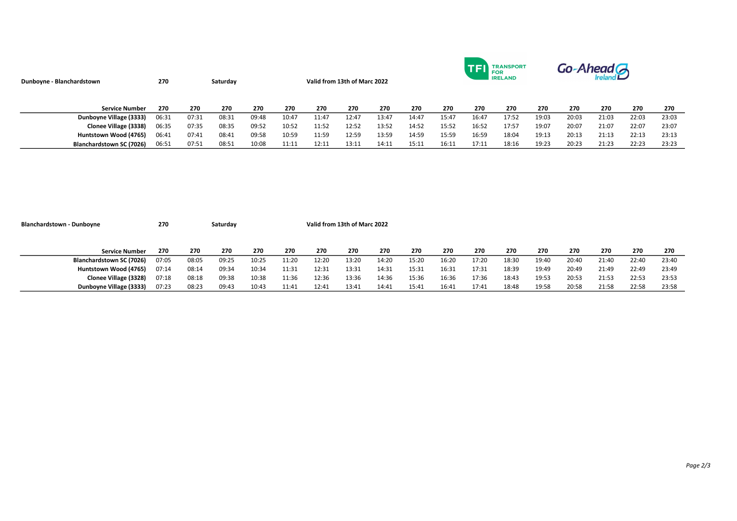**Dunboyne - Blanchardstown** | **270** | **Saturday** | **Valid from 13th of Marc 2022**

TFI TRANSPORT FOR IRELAND | Go-Ahead Ireland

| Service Number | 270 | 270 | 270 | 270 | 270 | 270 | 270 | 270 | 270 | 270 | 270 | 270 | 270 | 270 | 270 | 270 | 270 |
|---|---|---|---|---|---|---|---|---|---|---|---|---|---|---|---|---|---|
| Dunboyne Village (3333) | 06:31 | 07:31 | 08:31 | 09:48 | 10:47 | 11:47 | 12:47 | 13:47 | 14:47 | 15:47 | 16:47 | 17:52 | 19:03 | 20:03 | 21:03 | 22:03 | 23:03 |
| Clonee Village (3338) | 06:35 | 07:35 | 08:35 | 09:52 | 10:52 | 11:52 | 12:52 | 13:52 | 14:52 | 15:52 | 16:52 | 17:57 | 19:07 | 20:07 | 21:07 | 22:07 | 23:07 |
| Huntstown Wood (4765) | 06:41 | 07:41 | 08:41 | 09:58 | 10:59 | 11:59 | 12:59 | 13:59 | 14:59 | 15:59 | 16:59 | 18:04 | 19:13 | 20:13 | 21:13 | 22:13 | 23:13 |
| Blanchardstown SC (7026) | 06:51 | 07:51 | 08:51 | 10:08 | 11:11 | 12:11 | 13:11 | 14:11 | 15:11 | 16:11 | 17:11 | 18:16 | 19:23 | 20:23 | 21:23 | 22:23 | 23:23 |

**Blanchardstown - Dunboyne** | **270** | **Saturday** | **Valid from 13th of Marc 2022**

| Service Number | 270 | 270 | 270 | 270 | 270 | 270 | 270 | 270 | 270 | 270 | 270 | 270 | 270 | 270 | 270 | 270 | 270 |
|---|---|---|---|---|---|---|---|---|---|---|---|---|---|---|---|---|---|
| Blanchardstown SC (7026) | 07:05 | 08:05 | 09:25 | 10:25 | 11:20 | 12:20 | 13:20 | 14:20 | 15:20 | 16:20 | 17:20 | 18:30 | 19:40 | 20:40 | 21:40 | 22:40 | 23:40 |
| Huntstown Wood (4765) | 07:14 | 08:14 | 09:34 | 10:34 | 11:31 | 12:31 | 13:31 | 14:31 | 15:31 | 16:31 | 17:31 | 18:39 | 19:49 | 20:49 | 21:49 | 22:49 | 23:49 |
| Clonee Village (3328) | 07:18 | 08:18 | 09:38 | 10:38 | 11:36 | 12:36 | 13:36 | 14:36 | 15:36 | 16:36 | 17:36 | 18:43 | 19:53 | 20:53 | 21:53 | 22:53 | 23:53 |
| Dunboyne Village (3333) | 07:23 | 08:23 | 09:43 | 10:43 | 11:41 | 12:41 | 13:41 | 14:41 | 15:41 | 16:41 | 17:41 | 18:48 | 19:58 | 20:58 | 21:58 | 22:58 | 23:58 |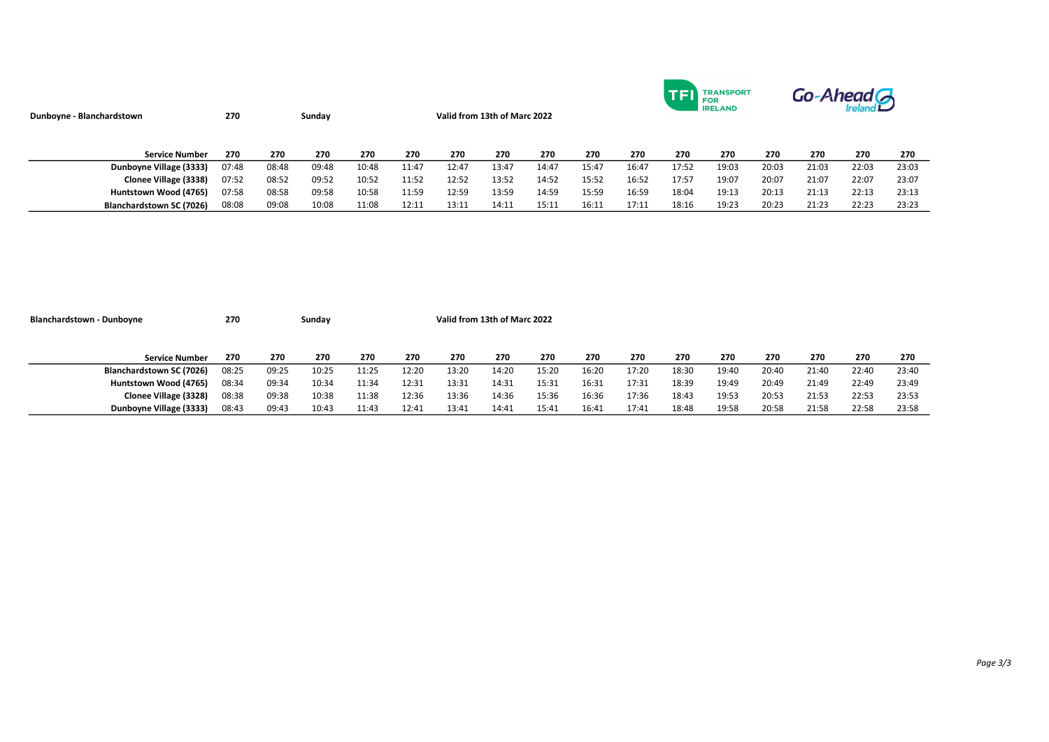Dunboyne - Blanchardstown 270 Sunday Valid from 13th of Marc 2022

| Service Number | 270 | 270 | 270 | 270 | 270 | 270 | 270 | 270 | 270 | 270 | 270 | 270 | 270 | 270 | 270 | 270 |
|---|---|---|---|---|---|---|---|---|---|---|---|---|---|---|---|---|
| **Dunboyne Village (3333)** | 07:48 | 08:48 | 09:48 | 10:48 | 11:47 | 12:47 | 13:47 | 14:47 | 15:47 | 16:47 | 17:52 | 19:03 | 20:03 | 21:03 | 22:03 | 23:03 |
| **Clonee Village (3338)** | 07:52 | 08:52 | 09:52 | 10:52 | 11:52 | 12:52 | 13:52 | 14:52 | 15:52 | 16:52 | 17:57 | 19:07 | 20:07 | 21:07 | 22:07 | 23:07 |
| **Huntstown Wood (4765)** | 07:58 | 08:58 | 09:58 | 10:58 | 11:59 | 12:59 | 13:59 | 14:59 | 15:59 | 16:59 | 18:04 | 19:13 | 20:13 | 21:13 | 22:13 | 23:13 |
| **Blanchardstown SC (7026)** | 08:08 | 09:08 | 10:08 | 11:08 | 12:11 | 13:11 | 14:11 | 15:11 | 16:11 | 17:11 | 18:16 | 19:23 | 20:23 | 21:23 | 22:23 | 23:23 |

Blanchardstown - Dunboyne 270 Sunday Valid from 13th of Marc 2022

| Service Number | 270 | 270 | 270 | 270 | 270 | 270 | 270 | 270 | 270 | 270 | 270 | 270 | 270 | 270 | 270 | 270 |
|---|---|---|---|---|---|---|---|---|---|---|---|---|---|---|---|---|
| **Blanchardstown SC (7026)** | 08:25 | 09:25 | 10:25 | 11:25 | 12:20 | 13:20 | 14:20 | 15:20 | 16:20 | 17:20 | 18:30 | 19:40 | 20:40 | 21:40 | 22:40 | 23:40 |
| **Huntstown Wood (4765)** | 08:34 | 09:34 | 10:34 | 11:34 | 12:31 | 13:31 | 14:31 | 15:31 | 16:31 | 17:31 | 18:39 | 19:49 | 20:49 | 21:49 | 22:49 | 23:49 |
| **Clonee Village (3328)** | 08:38 | 09:38 | 10:38 | 11:38 | 12:36 | 13:36 | 14:36 | 15:36 | 16:36 | 17:36 | 18:43 | 19:53 | 20:53 | 21:53 | 22:53 | 23:53 |
| **Dunboyne Village (3333)** | 08:43 | 09:43 | 10:43 | 11:43 | 12:41 | 13:41 | 14:41 | 15:41 | 16:41 | 17:41 | 18:48 | 19:58 | 20:58 | 21:58 | 22:58 | 23:58 |